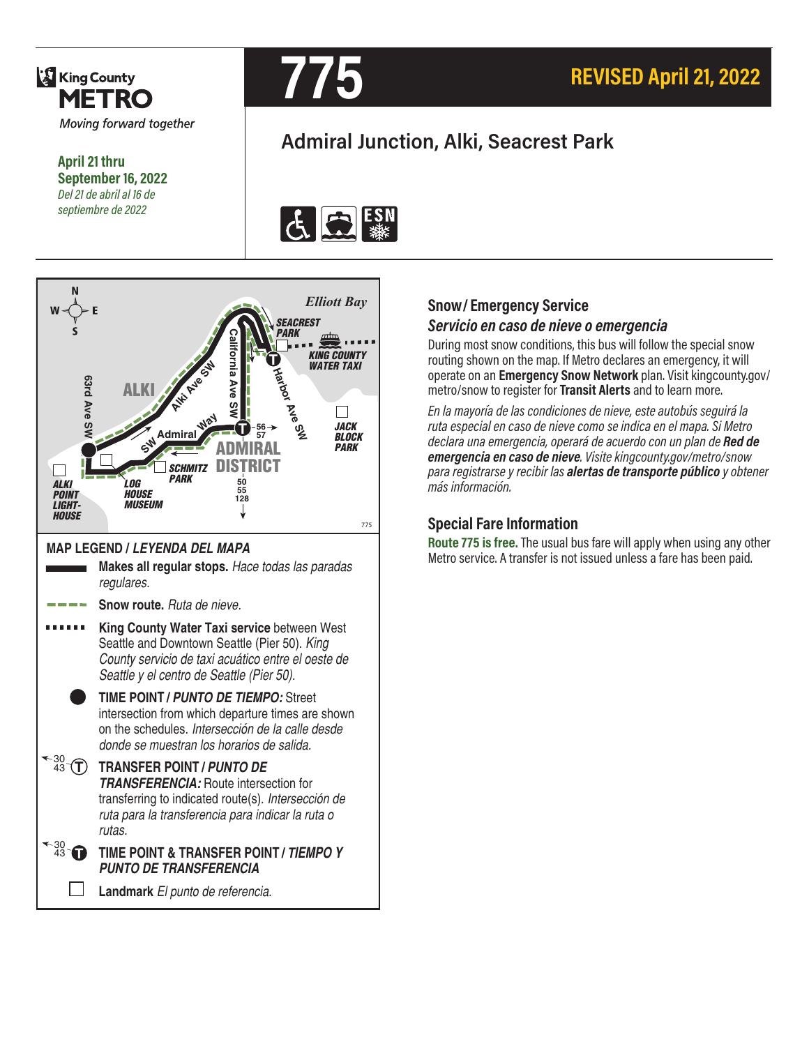King County METRO

*Moving forward together*

**April 21 thru September 16, 2022**

*Del 21 de abril al 16 de septiembre de 2022*

# 775

**REVISED April 21, 2022**

## Admiral Junction, Alki, Seacrest Park

Elliott Bay

SEACREST PARK

KING COUNTY WATER TAXI

ALKI

Alki Ave SW

California Ave SW

Harbor Ave SW

63rd Ave SW

SW Admiral Way

56 57

ADMIRAL DISTRICT

JACK BLOCK PARK

SCHMITZ PARK

50 55 128

ALKI POINT LIGHTHOUSE

LOG HOUSE MUSEUM

### MAP LEGEND / *LEYENDA DEL MAPA*

- **Makes all regular stops.** *Hace todas las paradas regulares.*
- **Snow route.** *Ruta de nieve.*
- **King County Water Taxi service** between West Seattle and Downtown Seattle (Pier 50). *King County servicio de taxi acuático entre el oeste de Seattle y el centro de Seattle (Pier 50).*
- **TIME POINT / *PUNTO DE TIEMPO:*** Street intersection from which departure times are shown on the schedules. *Intersección de la calle desde donde se muestran los horarios de salida.*
- **TRANSFER POINT / *PUNTO DE TRANSFERENCIA:*** Route intersection for transferring to indicated route(s). *Intersección de ruta para la transferencia para indicar la ruta o rutas.*
- **TIME POINT & TRANSFER POINT / *TIEMPO Y PUNTO DE TRANSFERENCIA***
- **Landmark** *El punto de referencia.*

## Snow / Emergency Service

### *Servicio en caso de nieve o emergencia*

During most snow conditions, this bus will follow the special snow routing shown on the map. If Metro declares an emergency, it will operate on an **Emergency Snow Network** plan. Visit kingcounty.gov/metro/snow to register for **Transit Alerts** and to learn more.

*En la mayoría de las condiciones de nieve, este autobús seguirá la ruta especial en caso de nieve como se indica en el mapa. Si Metro declara una emergencia, operará de acuerdo con un plan de **Red de emergencia en caso de nieve**. Visite kingcounty.gov/metro/snow para registrarse y recibir las **alertas de transporte público** y obtener más información.*

## Special Fare Information

**Route 775 is free.** The usual bus fare will apply when using any other Metro service. A transfer is not issued unless a fare has been paid.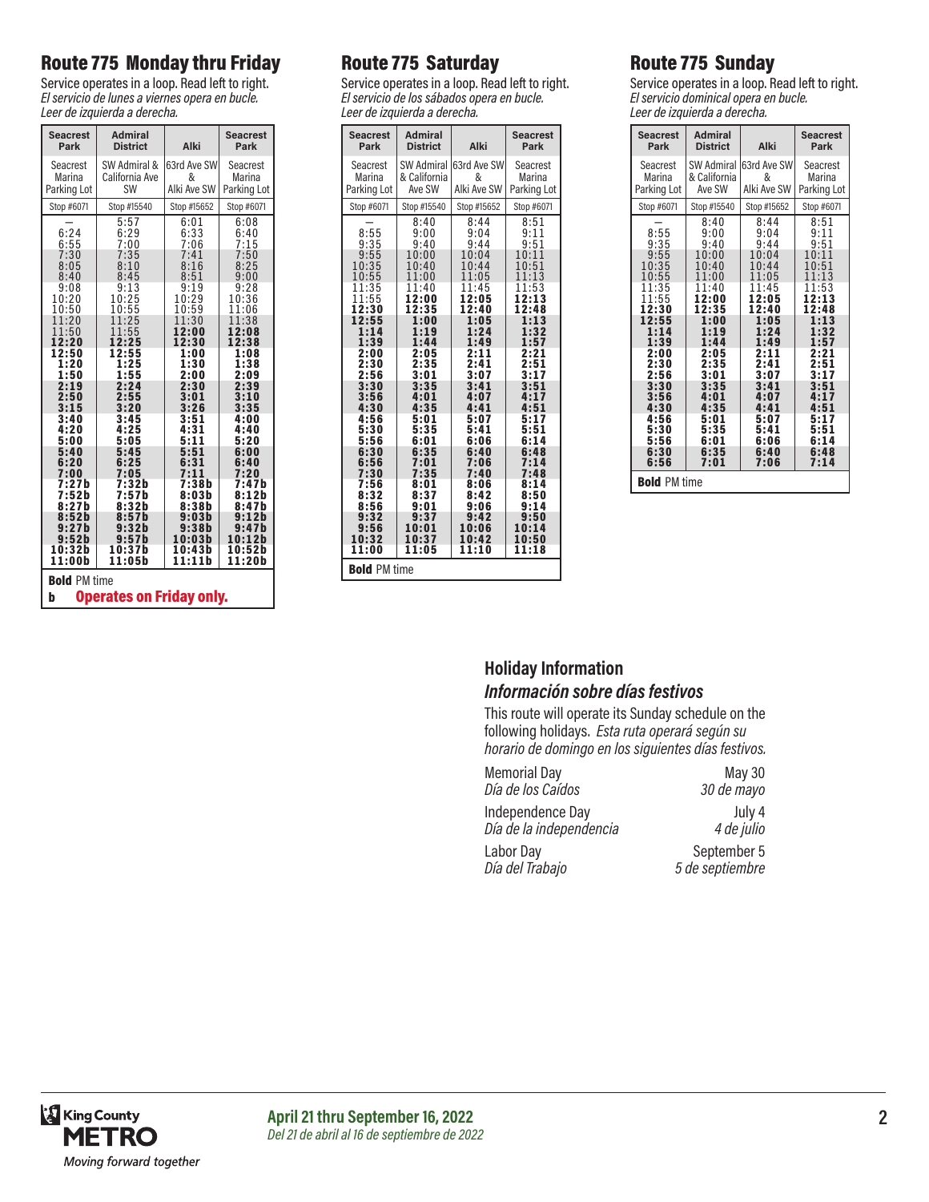## Route 775 Monday thru Friday

Service operates in a loop. Read left to right.
*El servicio de lunes a viernes opera en bucle.*
*Leer de izquierda a derecha.*

| Seacrest Park | Admiral District | Alki | Seacrest Park |
|---|---|---|---|
| Seacrest Marina Parking Lot | SW Admiral & California Ave SW | 63rd Ave SW & Alki Ave SW | Seacrest Marina Parking Lot |
| Stop #6071 | Stop #15540 | Stop #15652 | Stop #6071 |
| — | 5:57 | 6:01 | 6:08 |
| 6:24 | 6:29 | 6:33 | 6:40 |
| 6:55 | 7:00 | 7:06 | 7:15 |
| 7:30 | 7:35 | 7:41 | 7:50 |
| 8:05 | 8:10 | 8:16 | 8:25 |
| 8:40 | 8:45 | 8:51 | 9:00 |
| 9:08 | 9:13 | 9:19 | 9:28 |
| 10:20 | 10:25 | 10:29 | 10:36 |
| 10:50 | 10:55 | 10:59 | 11:06 |
| 11:20 | 11:25 | 11:30 | 11:38 |
| 11:50 | 11:55 | **12:00** | **12:08** |
| **12:20** | **12:25** | **12:30** | **12:38** |
| **12:50** | **12:55** | **1:00** | **1:08** |
| **1:20** | **1:25** | **1:30** | **1:38** |
| **1:50** | **1:55** | **2:00** | **2:09** |
| **2:19** | **2:24** | **2:30** | **2:39** |
| **2:50** | **2:55** | **3:01** | **3:10** |
| **3:15** | **3:20** | **3:26** | **3:35** |
| **3:40** | **3:45** | **3:51** | **4:00** |
| **4:20** | **4:25** | **4:31** | **4:40** |
| **5:00** | **5:05** | **5:11** | **5:20** |
| **5:40** | **5:45** | **5:51** | **6:00** |
| **6:20** | **6:25** | **6:31** | **6:40** |
| **7:00** | **7:05** | **7:11** | **7:20** |
| **7:27b** | **7:32b** | **7:38b** | **7:47b** |
| **7:52b** | **7:57b** | **8:03b** | **8:12b** |
| **8:27b** | **8:32b** | **8:38b** | **8:47b** |
| **8:52b** | **8:57b** | **9:03b** | **9:12b** |
| **9:27b** | **9:32b** | **9:38b** | **9:47b** |
| **9:52b** | **9:57b** | **10:03b** | **10:12b** |
| **10:32b** | **10:37b** | **10:43b** | **10:52b** |
| **11:00b** | **11:05b** | **11:11b** | **11:20b** |

**Bold** PM time
**b** **Operates on Friday only.**

## Route 775 Saturday

Service operates in a loop. Read left to right.
*El servicio de los sábados opera en bucle.*
*Leer de izquierda a derecha.*

| Seacrest Park | Admiral District | Alki | Seacrest Park |
|---|---|---|---|
| Seacrest Marina Parking Lot | SW Admiral & California Ave SW | 63rd Ave SW & Alki Ave SW | Seacrest Marina Parking Lot |
| Stop #6071 | Stop #15540 | Stop #15652 | Stop #6071 |
| — | 8:40 | 8:44 | 8:51 |
| 8:55 | 9:00 | 9:04 | 9:11 |
| 9:35 | 9:40 | 9:44 | 9:51 |
| 9:55 | 10:00 | 10:04 | 10:11 |
| 10:35 | 10:40 | 10:44 | 10:51 |
| 10:55 | 11:00 | 11:05 | 11:13 |
| 11:35 | 11:40 | 11:45 | 11:53 |
| 11:55 | **12:00** | **12:05** | **12:13** |
| **12:30** | **12:35** | **12:40** | **12:48** |
| **12:55** | **1:00** | **1:05** | **1:13** |
| **1:14** | **1:19** | **1:24** | **1:32** |
| **1:39** | **1:44** | **1:49** | **1:57** |
| **2:00** | **2:05** | **2:11** | **2:21** |
| **2:30** | **2:35** | **2:41** | **2:51** |
| **2:56** | **3:01** | **3:07** | **3:17** |
| **3:30** | **3:35** | **3:41** | **3:51** |
| **3:56** | **4:01** | **4:07** | **4:17** |
| **4:30** | **4:35** | **4:41** | **4:51** |
| **4:56** | **5:01** | **5:07** | **5:17** |
| **5:30** | **5:35** | **5:41** | **5:51** |
| **5:56** | **6:01** | **6:06** | **6:14** |
| **6:30** | **6:35** | **6:40** | **6:48** |
| **6:56** | **7:01** | **7:06** | **7:14** |
| **7:30** | **7:35** | **7:40** | **7:48** |
| **7:56** | **8:01** | **8:06** | **8:14** |
| **8:32** | **8:37** | **8:42** | **8:50** |
| **8:56** | **9:01** | **9:06** | **9:14** |
| **9:32** | **9:37** | **9:42** | **9:50** |
| **9:56** | **10:01** | **10:06** | **10:14** |
| **10:32** | **10:37** | **10:42** | **10:50** |
| **11:00** | **11:05** | **11:10** | **11:18** |

**Bold** PM time

## Route 775 Sunday

Service operates in a loop. Read left to right.
*El servicio dominical opera en bucle.*
*Leer de izquierda a derecha.*

| Seacrest Park | Admiral District | Alki | Seacrest Park |
|---|---|---|---|
| Seacrest Marina Parking Lot | SW Admiral & California Ave SW | 63rd Ave SW & Alki Ave SW | Seacrest Marina Parking Lot |
| Stop #6071 | Stop #15540 | Stop #15652 | Stop #6071 |
| — | 8:40 | 8:44 | 8:51 |
| 8:55 | 9:00 | 9:04 | 9:11 |
| 9:35 | 9:40 | 9:44 | 9:51 |
| 9:55 | 10:00 | 10:04 | 10:11 |
| 10:35 | 10:40 | 10:44 | 10:51 |
| 10:55 | 11:00 | 11:05 | 11:13 |
| 11:35 | 11:40 | 11:45 | 11:53 |
| 11:55 | **12:00** | **12:05** | **12:13** |
| **12:30** | **12:35** | **12:40** | **12:48** |
| **12:55** | **1:00** | **1:05** | **1:13** |
| **1:14** | **1:19** | **1:24** | **1:32** |
| **1:39** | **1:44** | **1:49** | **1:57** |
| **2:00** | **2:05** | **2:11** | **2:21** |
| **2:30** | **2:35** | **2:41** | **2:51** |
| **2:56** | **3:01** | **3:07** | **3:17** |
| **3:30** | **3:35** | **3:41** | **3:51** |
| **3:56** | **4:01** | **4:07** | **4:17** |
| **4:30** | **4:35** | **4:41** | **4:51** |
| **4:56** | **5:01** | **5:07** | **5:17** |
| **5:30** | **5:35** | **5:41** | **5:51** |
| **5:56** | **6:01** | **6:06** | **6:14** |
| **6:30** | **6:35** | **6:40** | **6:48** |
| **6:56** | **7:01** | **7:06** | **7:14** |

**Bold** PM time

## Holiday Information
## *Información sobre días festivos*

This route will operate its Sunday schedule on the following holidays. *Esta ruta operará según su horario de domingo en los siguientes días festivos.*

| | |
|---|---|
| Memorial Day / *Día de los Caídos* | May 30 / *30 de mayo* |
| Independence Day / *Día de la independencia* | July 4 / *4 de julio* |
| Labor Day / *Día del Trabajo* | September 5 / *5 de septiembre* |

King County METRO
*Moving forward together*

**April 21 thru September 16, 2022**
*Del 21 de abril al 16 de septiembre de 2022*